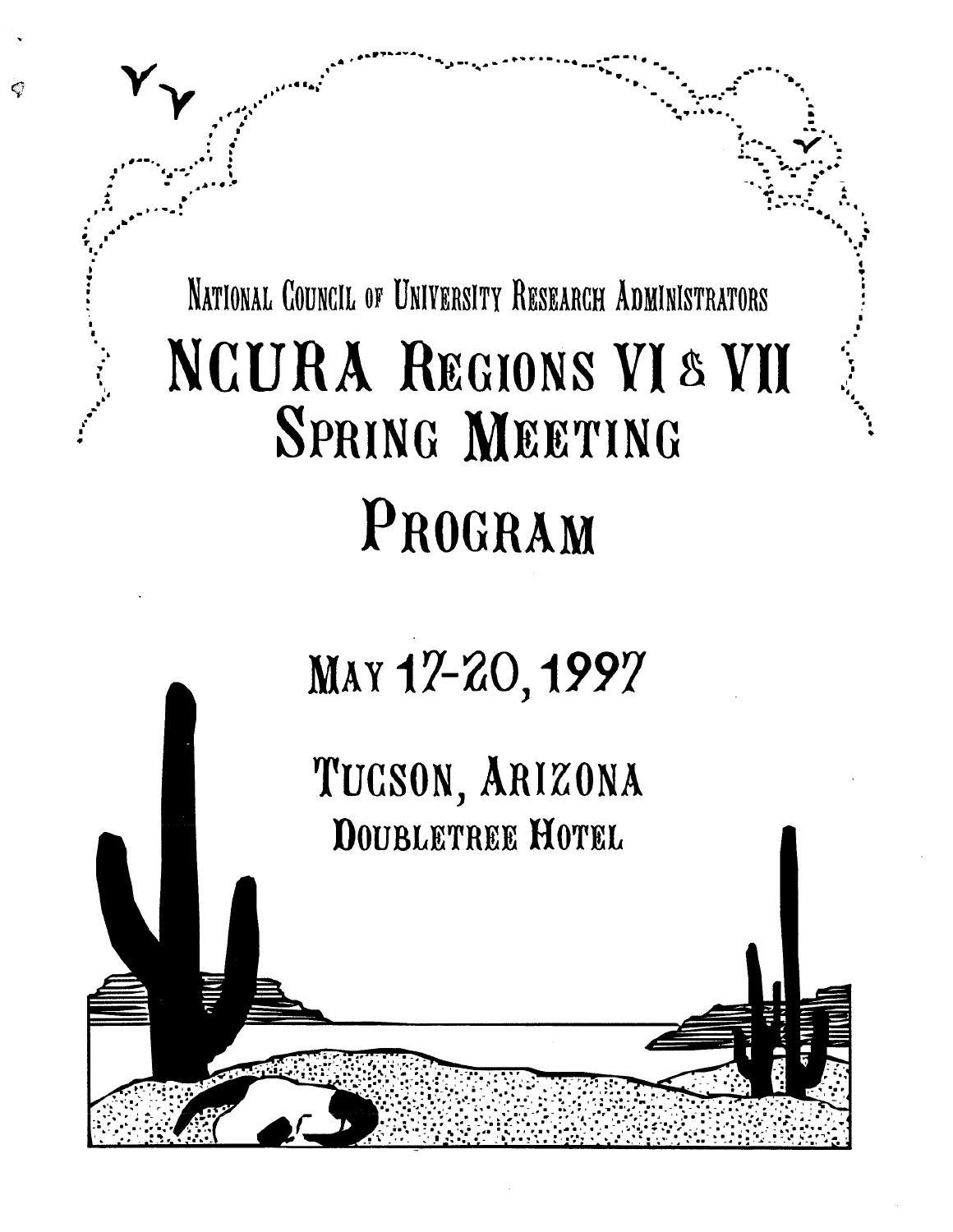National Council of University Research Administrators

# NCURA Regions VI & VII Spring Meeting

# Program

## May 17-20, 1997

## Tucson, Arizona

### Doubletree Hotel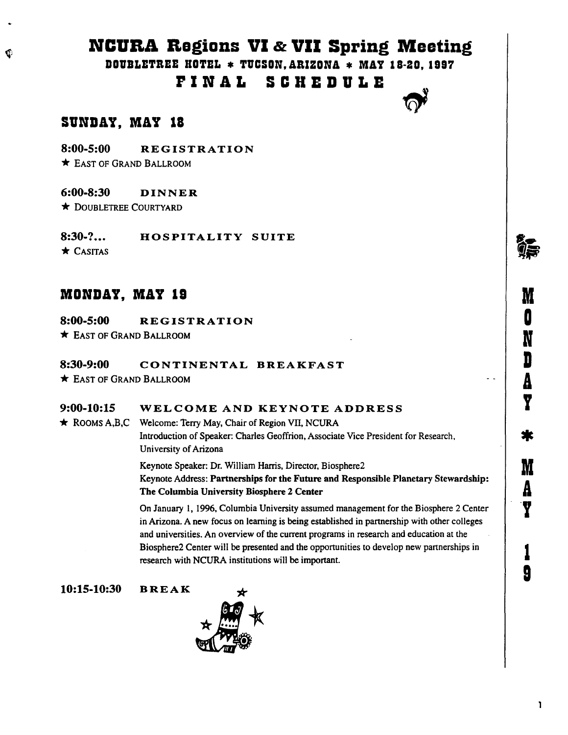# NCURA Regions VI & VII Spring Meeting

**DOUBLETREE HOTEL * TUCSON, ARIZONA * MAY 18-20, 1997**

## FINAL SCHEDULE

## SUNDAY, MAY 18

**8:00-5:00** **REGISTRATION**
★ EAST OF GRAND BALLROOM

**6:00-8:30** **DINNER**
★ DOUBLETREE COURTYARD

**8:30-?...** **HOSPITALITY SUITE**
★ CASITAS

## MONDAY, MAY 19

**8:00-5:00** **REGISTRATION**
★ EAST OF GRAND BALLROOM

**8:30-9:00** **CONTINENTAL BREAKFAST**
★ EAST OF GRAND BALLROOM

**9:00-10:15** **WELCOME AND KEYNOTE ADDRESS**
★ ROOMS A,B,C

Welcome: Terry May, Chair of Region VII, NCURA
Introduction of Speaker: Charles Geoffrion, Associate Vice President for Research, University of Arizona

Keynote Speaker: Dr. William Harris, Director, Biosphere2
Keynote Address: **Partnerships for the Future and Responsible Planetary Stewardship: The Columbia University Biosphere 2 Center**

On January 1, 1996, Columbia University assumed management for the Biosphere 2 Center in Arizona. A new focus on learning is being established in partnership with other colleges and universities. An overview of the current programs in research and education at the Biosphere2 Center will be presented and the opportunities to develop new partnerships in research with NCURA institutions will be important.

**10:15-10:30** **BREAK**

MONDAY * MAY 19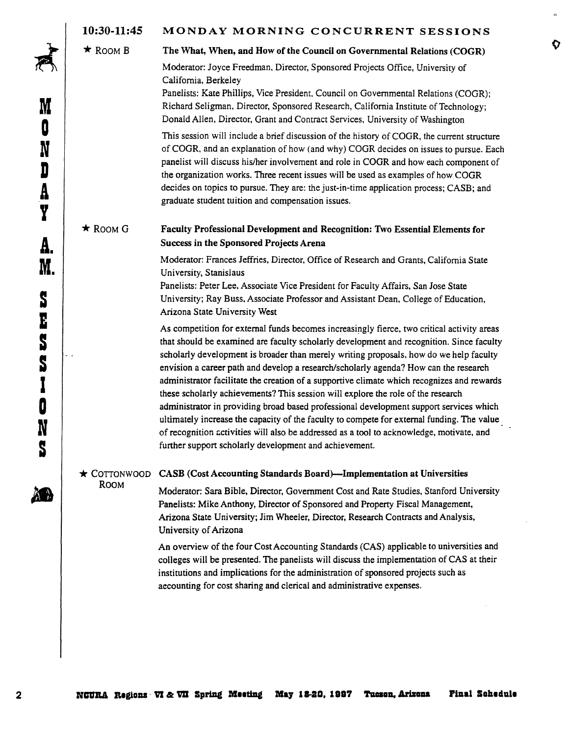## 10:30-11:45 MONDAY MORNING CONCURRENT SESSIONS

★ ROOM B

### The What, When, and How of the Council on Governmental Relations (COGR)

Moderator: Joyce Freedman, Director, Sponsored Projects Office, University of California, Berkeley

Panelists: Kate Phillips, Vice President, Council on Governmental Relations (COGR); Richard Seligman, Director, Sponsored Research, California Institute of Technology; Donald Allen, Director, Grant and Contract Services, University of Washington

This session will include a brief discussion of the history of COGR, the current structure of COGR, and an explanation of how (and why) COGR decides on issues to pursue. Each panelist will discuss his/her involvement and role in COGR and how each component of the organization works. Three recent issues will be used as examples of how COGR decides on topics to pursue. They are: the just-in-time application process; CASB; and graduate student tuition and compensation issues.

★ ROOM G

### Faculty Professional Development and Recognition: Two Essential Elements for Success in the Sponsored Projects Arena

Moderator: Frances Jeffries, Director, Office of Research and Grants, California State University, Stanislaus

Panelists: Peter Lee, Associate Vice President for Faculty Affairs, San Jose State University; Ray Buss, Associate Professor and Assistant Dean, College of Education, Arizona State University West

As competition for external funds becomes increasingly fierce, two critical activity areas that should be examined are faculty scholarly development and recognition. Since faculty scholarly development is broader than merely writing proposals, how do we help faculty envision a career path and develop a research/scholarly agenda? How can the research administrator facilitate the creation of a supportive climate which recognizes and rewards these scholarly achievements? This session will explore the role of the research administrator in providing broad based professional development support services which ultimately increase the capacity of the faculty to compete for external funding. The value of recognition activities will also be addressed as a tool to acknowledge, motivate, and further support scholarly development and achievement.

★ COTTONWOOD ROOM

### CASB (Cost Accounting Standards Board)—Implementation at Universities

Moderator: Sara Bible, Director, Government Cost and Rate Studies, Stanford University

Panelists: Mike Anthony, Director of Sponsored and Property Fiscal Management, Arizona State University; Jim Wheeler, Director, Research Contracts and Analysis, University of Arizona

An overview of the four Cost Accounting Standards (CAS) applicable to universities and colleges will be presented. The panelists will discuss the implementation of CAS at their institutions and implications for the administration of sponsored projects such as accounting for cost sharing and clerical and administrative expenses.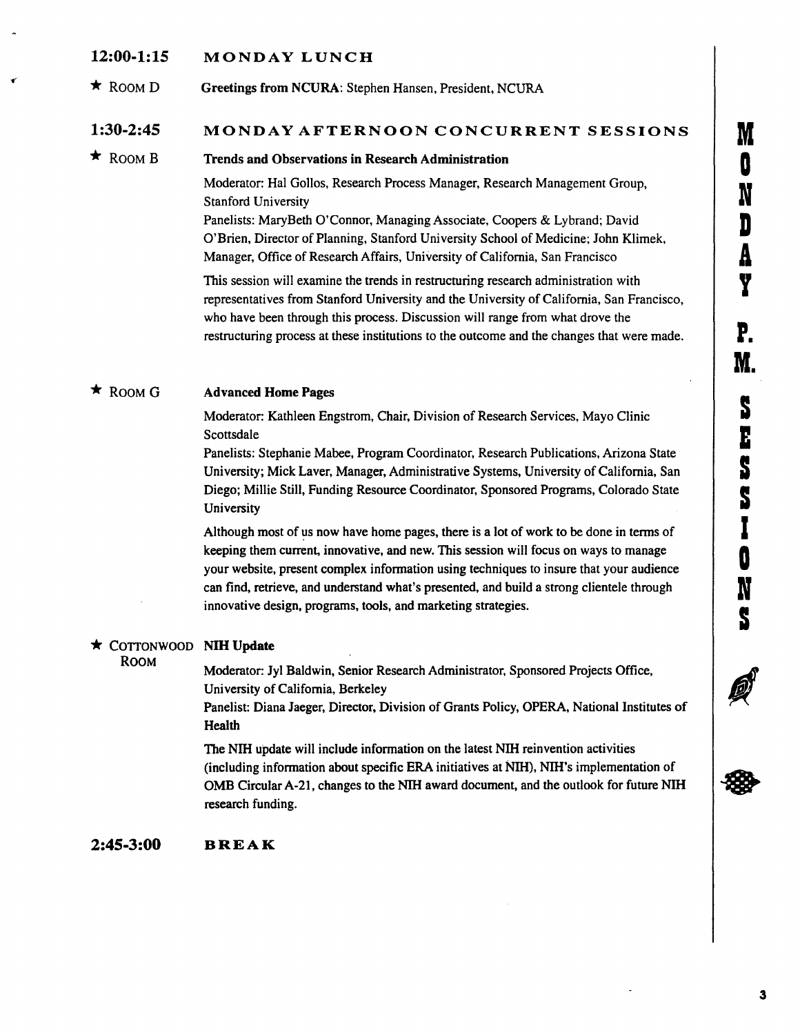## 12:00-1:15 MONDAY LUNCH

★ ROOM D

**Greetings from NCURA**: Stephen Hansen, President, NCURA

## 1:30-2:45 MONDAY AFTERNOON CONCURRENT SESSIONS

★ ROOM B

**Trends and Observations in Research Administration**

Moderator: Hal Gollos, Research Process Manager, Research Management Group, Stanford University
Panelists: MaryBeth O'Connor, Managing Associate, Coopers & Lybrand; David O'Brien, Director of Planning, Stanford University School of Medicine; John Klimek, Manager, Office of Research Affairs, University of California, San Francisco

This session will examine the trends in restructuring research administration with representatives from Stanford University and the University of California, San Francisco, who have been through this process. Discussion will range from what drove the restructuring process at these institutions to the outcome and the changes that were made.

★ ROOM G

**Advanced Home Pages**

Moderator: Kathleen Engstrom, Chair, Division of Research Services, Mayo Clinic Scottsdale
Panelists: Stephanie Mabee, Program Coordinator, Research Publications, Arizona State University; Mick Laver, Manager, Administrative Systems, University of California, San Diego; Millie Still, Funding Resource Coordinator, Sponsored Programs, Colorado State University

Although most of us now have home pages, there is a lot of work to be done in terms of keeping them current, innovative, and new. This session will focus on ways to manage your website, present complex information using techniques to insure that your audience can find, retrieve, and understand what's presented, and build a strong clientele through innovative design, programs, tools, and marketing strategies.

★ COTTONWOOD ROOM

**NIH Update**

Moderator: Jyl Baldwin, Senior Research Administrator, Sponsored Projects Office, University of California, Berkeley
Panelist: Diana Jaeger, Director, Division of Grants Policy, OPERA, National Institutes of Health

The NIH update will include information on the latest NIH reinvention activities (including information about specific ERA initiatives at NIH), NIH's implementation of OMB Circular A-21, changes to the NIH award document, and the outlook for future NIH research funding.

## 2:45-3:00 BREAK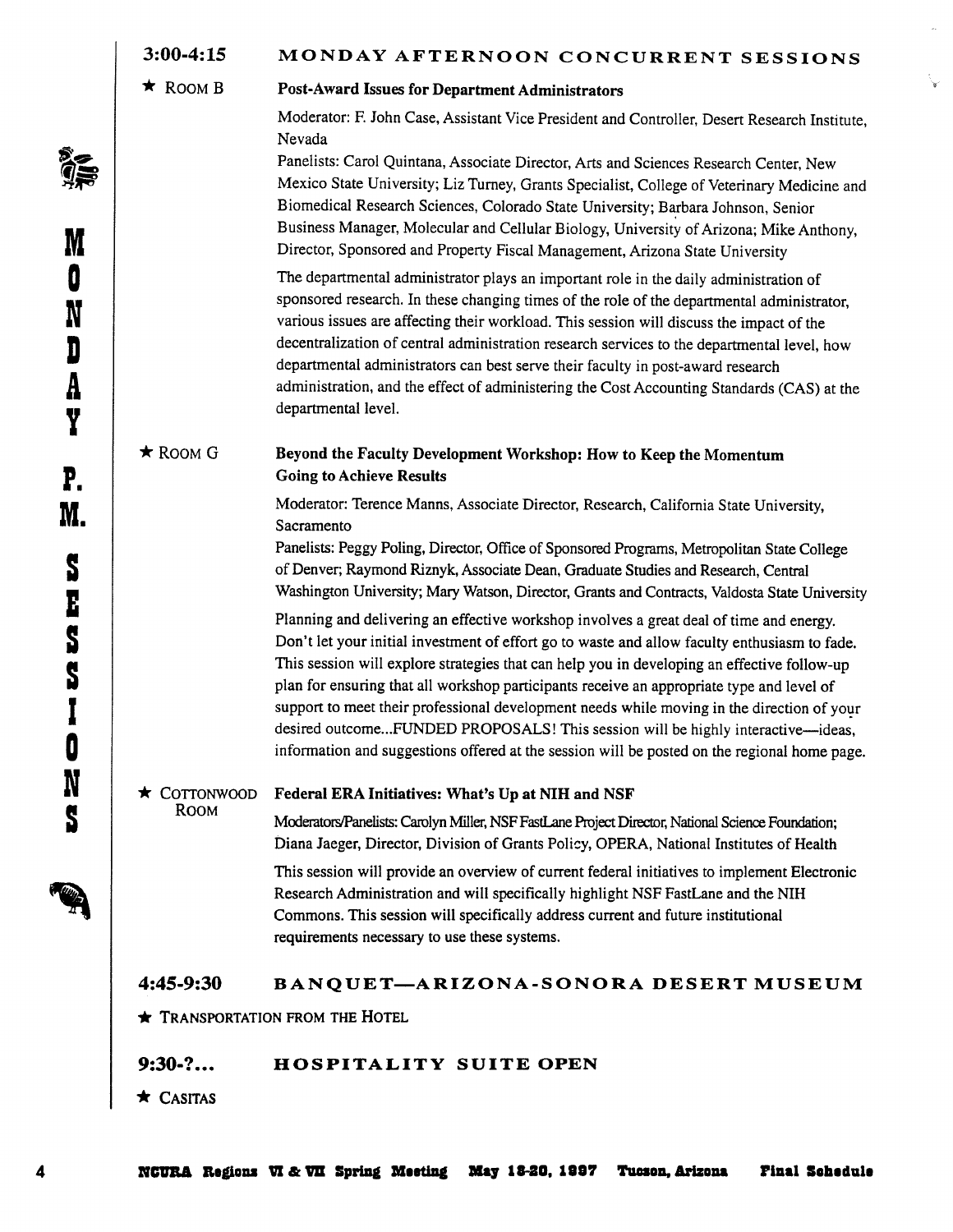## 3:00-4:15 MONDAY AFTERNOON CONCURRENT SESSIONS

★ ROOM B

### Post-Award Issues for Department Administrators

Moderator: F. John Case, Assistant Vice President and Controller, Desert Research Institute, Nevada

Panelists: Carol Quintana, Associate Director, Arts and Sciences Research Center, New Mexico State University; Liz Turney, Grants Specialist, College of Veterinary Medicine and Biomedical Research Sciences, Colorado State University; Barbara Johnson, Senior Business Manager, Molecular and Cellular Biology, University of Arizona; Mike Anthony, Director, Sponsored and Property Fiscal Management, Arizona State University

The departmental administrator plays an important role in the daily administration of sponsored research. In these changing times of the role of the departmental administrator, various issues are affecting their workload. This session will discuss the impact of the decentralization of central administration research services to the departmental level, how departmental administrators can best serve their faculty in post-award research administration, and the effect of administering the Cost Accounting Standards (CAS) at the departmental level.

★ ROOM G

### Beyond the Faculty Development Workshop: How to Keep the Momentum Going to Achieve Results

Moderator: Terence Manns, Associate Director, Research, California State University, Sacramento

Panelists: Peggy Poling, Director, Office of Sponsored Programs, Metropolitan State College of Denver; Raymond Riznyk, Associate Dean, Graduate Studies and Research, Central Washington University; Mary Watson, Director, Grants and Contracts, Valdosta State University

Planning and delivering an effective workshop involves a great deal of time and energy. Don't let your initial investment of effort go to waste and allow faculty enthusiasm to fade. This session will explore strategies that can help you in developing an effective follow-up plan for ensuring that all workshop participants receive an appropriate type and level of support to meet their professional development needs while moving in the direction of your desired outcome...FUNDED PROPOSALS! This session will be highly interactive—ideas, information and suggestions offered at the session will be posted on the regional home page.

★ COTTONWOOD ROOM

### Federal ERA Initiatives: What's Up at NIH and NSF

Moderators/Panelists: Carolyn Miller, NSF FastLane Project Director, National Science Foundation; Diana Jaeger, Director, Division of Grants Policy, OPERA, National Institutes of Health

This session will provide an overview of current federal initiatives to implement Electronic Research Administration and will specifically highlight NSF FastLane and the NIH Commons. This session will specifically address current and future institutional requirements necessary to use these systems.

## 4:45-9:30 BANQUET—ARIZONA-SONORA DESERT MUSEUM

★ TRANSPORTATION FROM THE HOTEL

## 9:30-?... HOSPITALITY SUITE OPEN

★ CASITAS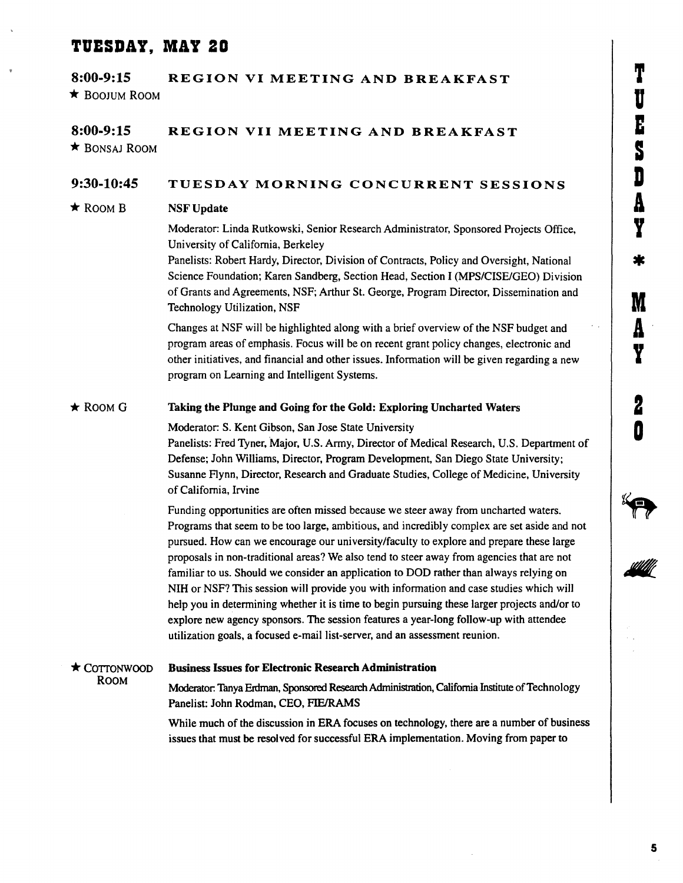# TUESDAY, MAY 20

**8:00-9:15 REGION VI MEETING AND BREAKFAST**

★ BOOJUM ROOM

**8:00-9:15 REGION VII MEETING AND BREAKFAST**

★ BONSAJ ROOM

**9:30-10:45 TUESDAY MORNING CONCURRENT SESSIONS**

★ ROOM B

**NSF Update**

Moderator: Linda Rutkowski, Senior Research Administrator, Sponsored Projects Office, University of California, Berkeley

Panelists: Robert Hardy, Director, Division of Contracts, Policy and Oversight, National Science Foundation; Karen Sandberg, Section Head, Section I (MPS/CISE/GEO) Division of Grants and Agreements, NSF; Arthur St. George, Program Director, Dissemination and Technology Utilization, NSF

Changes at NSF will be highlighted along with a brief overview of the NSF budget and program areas of emphasis. Focus will be on recent grant policy changes, electronic and other initiatives, and financial and other issues. Information will be given regarding a new program on Learning and Intelligent Systems.

★ ROOM G

**Taking the Plunge and Going for the Gold: Exploring Uncharted Waters**

Moderator: S. Kent Gibson, San Jose State University

Panelists: Fred Tyner, Major, U.S. Army, Director of Medical Research, U.S. Department of Defense; John Williams, Director, Program Development, San Diego State University; Susanne Flynn, Director, Research and Graduate Studies, College of Medicine, University of California, Irvine

Funding opportunities are often missed because we steer away from uncharted waters. Programs that seem to be too large, ambitious, and incredibly complex are set aside and not pursued. How can we encourage our university/faculty to explore and prepare these large proposals in non-traditional areas? We also tend to steer away from agencies that are not familiar to us. Should we consider an application to DOD rather than always relying on NIH or NSF? This session will provide you with information and case studies which will help you in determining whether it is time to begin pursuing these larger projects and/or to explore new agency sponsors. The session features a year-long follow-up with attendee utilization goals, a focused e-mail list-server, and an assessment reunion.

★ COTTONWOOD ROOM

**Business Issues for Electronic Research Administration**

Moderator: Tanya Erdman, Sponsored Research Administration, California Institute of Technology

Panelist: John Rodman, CEO, FIE/RAMS

While much of the discussion in ERA focuses on technology, there are a number of business issues that must be resolved for successful ERA implementation. Moving from paper to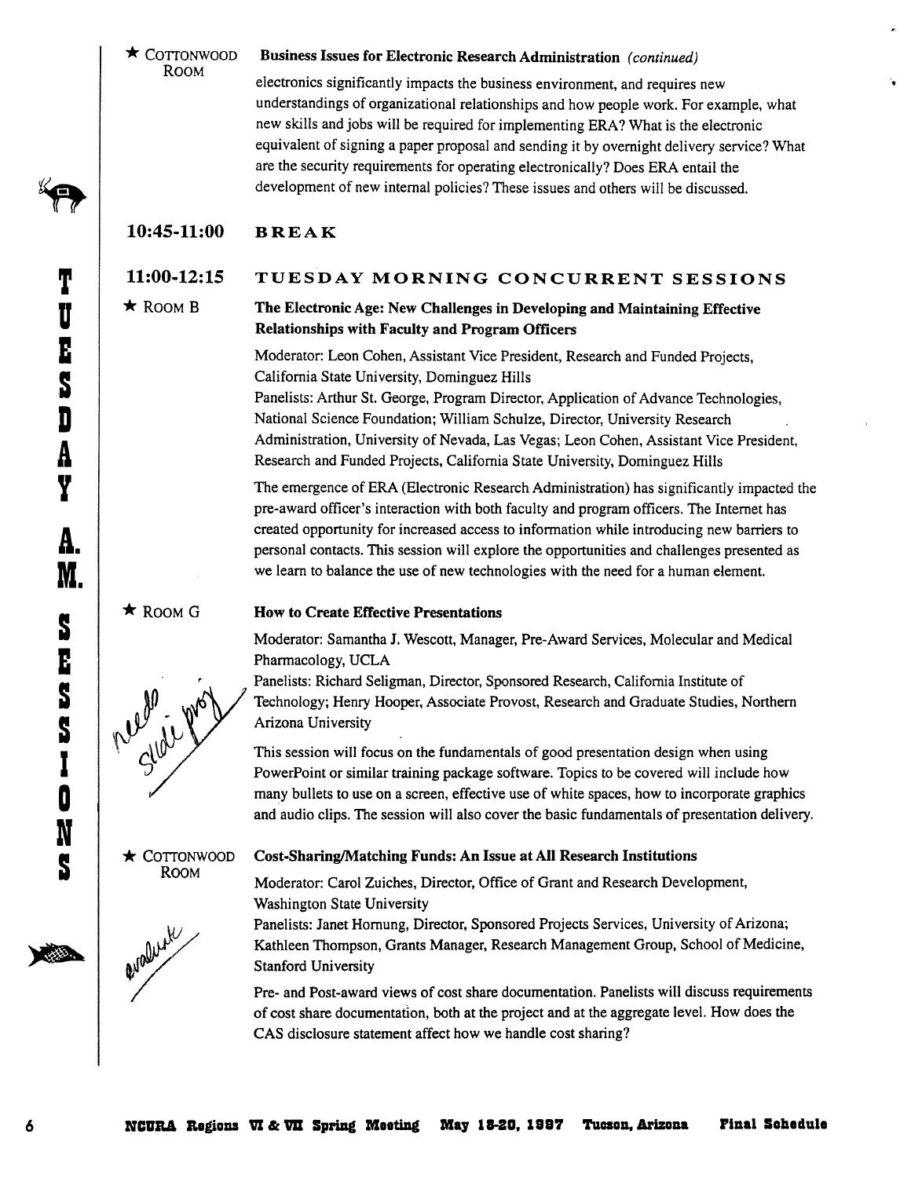★ Cottonwood Room

**Business Issues for Electronic Research Administration** *(continued)*

electronics significantly impacts the business environment, and requires new understandings of organizational relationships and how people work. For example, what new skills and jobs will be required for implementing ERA? What is the electronic equivalent of signing a paper proposal and sending it by overnight delivery service? What are the security requirements for operating electronically? Does ERA entail the development of new internal policies? These issues and others will be discussed.

## 10:45-11:00 BREAK

## 11:00-12:15 TUESDAY MORNING CONCURRENT SESSIONS

★ Room B

**The Electronic Age: New Challenges in Developing and Maintaining Effective Relationships with Faculty and Program Officers**

Moderator: Leon Cohen, Assistant Vice President, Research and Funded Projects, California State University, Dominguez Hills

Panelists: Arthur St. George, Program Director, Application of Advance Technologies, National Science Foundation; William Schulze, Director, University Research Administration, University of Nevada, Las Vegas; Leon Cohen, Assistant Vice President, Research and Funded Projects, California State University, Dominguez Hills

The emergence of ERA (Electronic Research Administration) has significantly impacted the pre-award officer's interaction with both faculty and program officers. The Internet has created opportunity for increased access to information while introducing new barriers to personal contacts. This session will explore the opportunities and challenges presented as we learn to balance the use of new technologies with the need for a human element.

★ Room G

**How to Create Effective Presentations**

Moderator: Samantha J. Wescott, Manager, Pre-Award Services, Molecular and Medical Pharmacology, UCLA

Panelists: Richard Seligman, Director, Sponsored Research, California Institute of Technology; Henry Hooper, Associate Provost, Research and Graduate Studies, Northern Arizona University

This session will focus on the fundamentals of good presentation design when using PowerPoint or similar training package software. Topics to be covered will include how many bullets to use on a screen, effective use of white spaces, how to incorporate graphics and audio clips. The session will also cover the basic fundamentals of presentation delivery.

need slide proj

★ Cottonwood Room

**Cost-Sharing/Matching Funds: An Issue at All Research Institutions**

Moderator: Carol Zuiches, Director, Office of Grant and Research Development, Washington State University

Panelists: Janet Hornung, Director, Sponsored Projects Services, University of Arizona; Kathleen Thompson, Grants Manager, Research Management Group, School of Medicine, Stanford University

Pre- and Post-award views of cost share documentation. Panelists will discuss requirements of cost share documentation, both at the project and at the aggregate level. How does the CAS disclosure statement affect how we handle cost sharing?

evaluate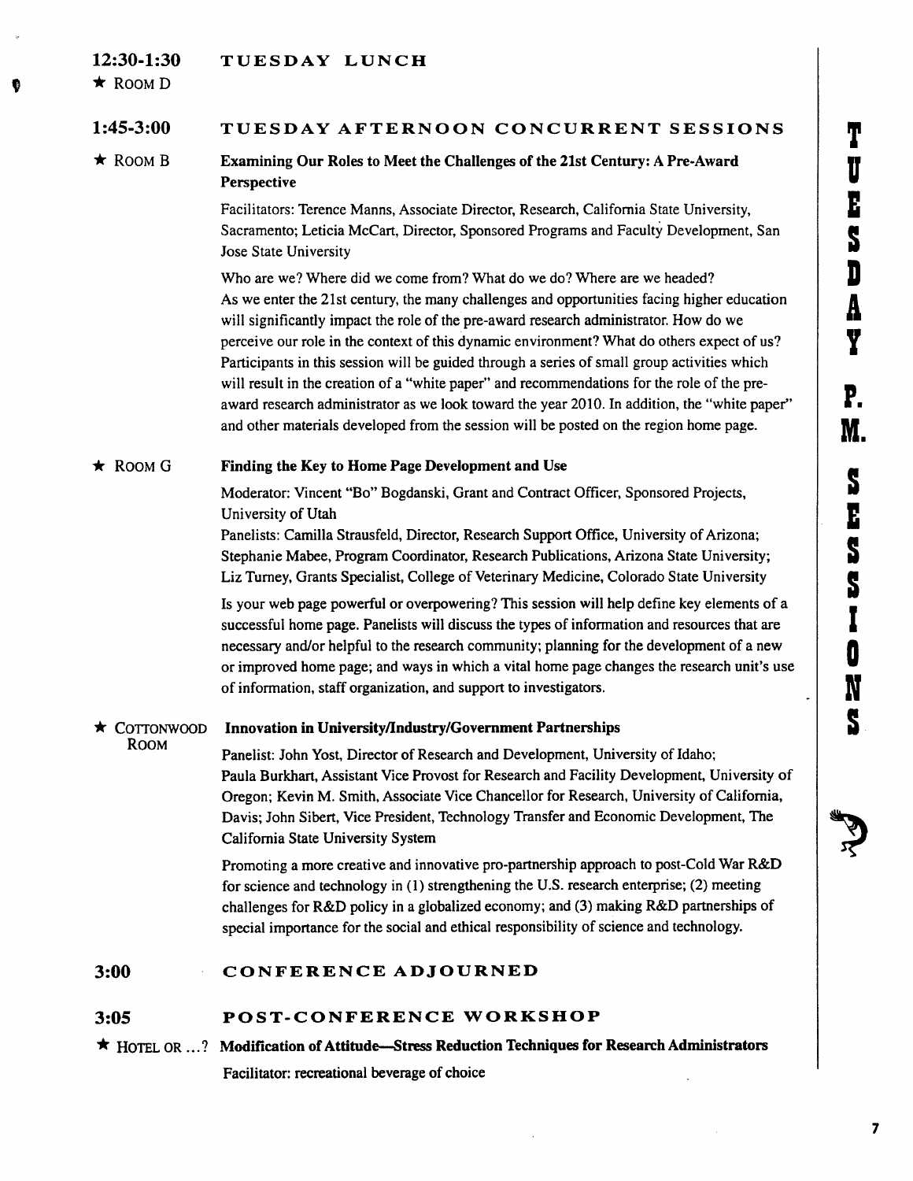## 12:30-1:30 TUESDAY LUNCH

★ ROOM D

## 1:45-3:00 TUESDAY AFTERNOON CONCURRENT SESSIONS

★ ROOM B

**Examining Our Roles to Meet the Challenges of the 21st Century: A Pre-Award Perspective**

Facilitators: Terence Manns, Associate Director, Research, California State University, Sacramento; Leticia McCart, Director, Sponsored Programs and Faculty Development, San Jose State University

Who are we? Where did we come from? What do we do? Where are we headed? As we enter the 21st century, the many challenges and opportunities facing higher education will significantly impact the role of the pre-award research administrator. How do we perceive our role in the context of this dynamic environment? What do others expect of us? Participants in this session will be guided through a series of small group activities which will result in the creation of a "white paper" and recommendations for the role of the pre-award research administrator as we look toward the year 2010. In addition, the "white paper" and other materials developed from the session will be posted on the region home page.

★ ROOM G

**Finding the Key to Home Page Development and Use**

Moderator: Vincent "Bo" Bogdanski, Grant and Contract Officer, Sponsored Projects, University of Utah

Panelists: Camilla Strausfeld, Director, Research Support Office, University of Arizona; Stephanie Mabee, Program Coordinator, Research Publications, Arizona State University; Liz Turney, Grants Specialist, College of Veterinary Medicine, Colorado State University

Is your web page powerful or overpowering? This session will help define key elements of a successful home page. Panelists will discuss the types of information and resources that are necessary and/or helpful to the research community; planning for the development of a new or improved home page; and ways in which a vital home page changes the research unit's use of information, staff organization, and support to investigators.

★ COTTONWOOD ROOM

**Innovation in University/Industry/Government Partnerships**

Panelist: John Yost, Director of Research and Development, University of Idaho; Paula Burkhart, Assistant Vice Provost for Research and Facility Development, University of Oregon; Kevin M. Smith, Associate Vice Chancellor for Research, University of California, Davis; John Sibert, Vice President, Technology Transfer and Economic Development, The California State University System

Promoting a more creative and innovative pro-partnership approach to post-Cold War R&D for science and technology in (1) strengthening the U.S. research enterprise; (2) meeting challenges for R&D policy in a globalized economy; and (3) making R&D partnerships of special importance for the social and ethical responsibility of science and technology.

## 3:00 CONFERENCE ADJOURNED

## 3:05 POST-CONFERENCE WORKSHOP

★ HOTEL OR ...? **Modification of Attitude—Stress Reduction Techniques for Research Administrators**

Facilitator: recreational beverage of choice

TUESDAY P.M. SESSIONS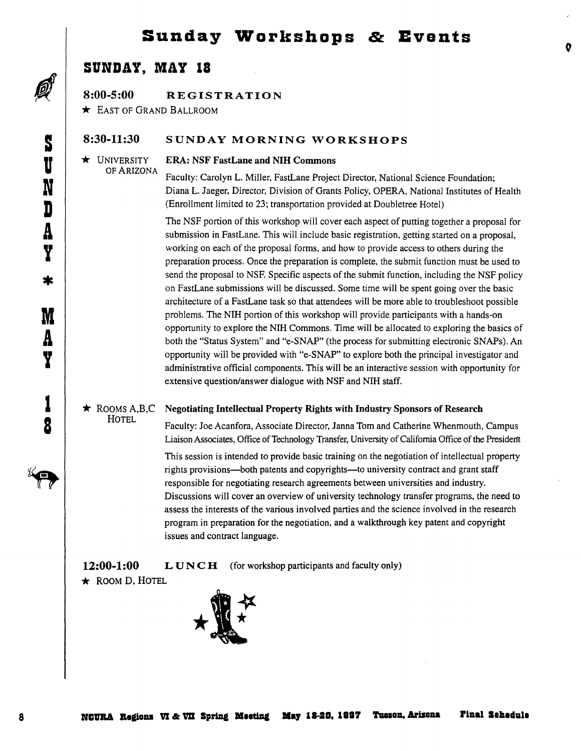# Sunday Workshops & Events

## SUNDAY, MAY 18

### 8:00-5:00 REGISTRATION

★ EAST OF GRAND BALLROOM

### 8:30-11:30 SUNDAY MORNING WORKSHOPS

★ UNIVERSITY OF ARIZONA

**ERA: NSF FastLane and NIH Commons**

Faculty: Carolyn L. Miller, FastLane Project Director, National Science Foundation; Diana L. Jaeger, Director, Division of Grants Policy, OPERA, National Institutes of Health (Enrollment limited to 23; transportation provided at Doubletree Hotel)

The NSF portion of this workshop will cover each aspect of putting together a proposal for submission in FastLane. This will include basic registration, getting started on a proposal, working on each of the proposal forms, and how to provide access to others during the preparation process. Once the preparation is complete, the submit function must be used to send the proposal to NSF. Specific aspects of the submit function, including the NSF policy on FastLane submissions will be discussed. Some time will be spent going over the basic architecture of a FastLane task so that attendees will be more able to troubleshoot possible problems. The NIH portion of this workshop will provide participants with a hands-on opportunity to explore the NIH Commons. Time will be allocated to exploring the basics of both the "Status System" and "e-SNAP" (the process for submitting electronic SNAPs). An opportunity will be provided with "e-SNAP" to explore both the principal investigator and administrative official components. This will be an interactive session with opportunity for extensive question/answer dialogue with NSF and NIH staff.

★ ROOMS A,B,C HOTEL

**Negotiating Intellectual Property Rights with Industry Sponsors of Research**

Faculty: Joe Acanfora, Associate Director, Janna Tom and Catherine Whenmouth, Campus Liaison Associates, Office of Technology Transfer, University of California Office of the President

This session is intended to provide basic training on the negotiation of intellectual property rights provisions—both patents and copyrights—to university contract and grant staff responsible for negotiating research agreements between universities and industry. Discussions will cover an overview of university technology transfer programs, the need to assess the interests of the various involved parties and the science involved in the research program in preparation for the negotiation, and a walkthrough key patent and copyright issues and contract language.

### 12:00-1:00 LUNCH (for workshop participants and faculty only)

★ ROOM D, HOTEL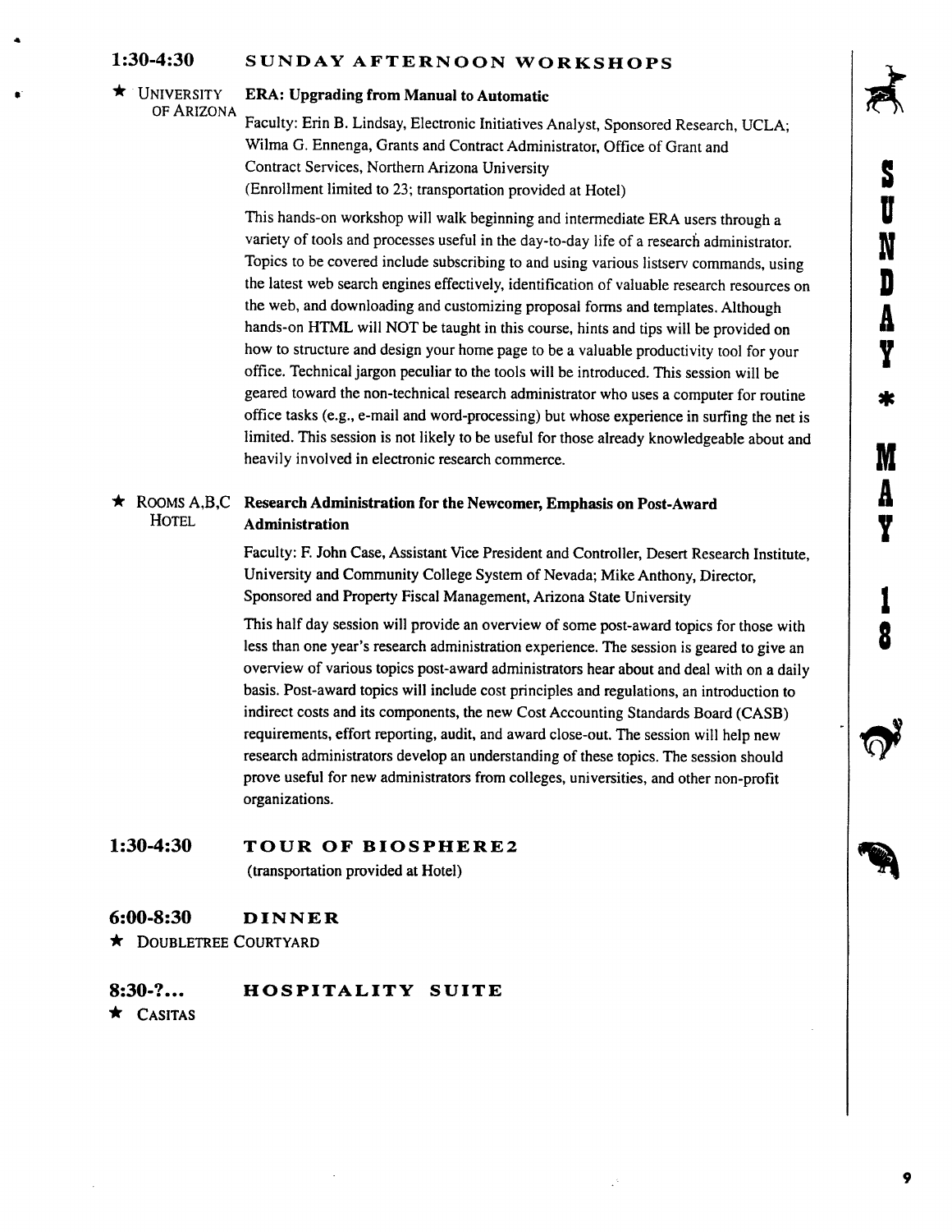## 1:30-4:30 SUNDAY AFTERNOON WORKSHOPS

★ UNIVERSITY OF ARIZONA

**ERA: Upgrading from Manual to Automatic**

Faculty: Erin B. Lindsay, Electronic Initiatives Analyst, Sponsored Research, UCLA; Wilma G. Ennenga, Grants and Contract Administrator, Office of Grant and Contract Services, Northern Arizona University
(Enrollment limited to 23; transportation provided at Hotel)

This hands-on workshop will walk beginning and intermediate ERA users through a variety of tools and processes useful in the day-to-day life of a research administrator. Topics to be covered include subscribing to and using various listserv commands, using the latest web search engines effectively, identification of valuable research resources on the web, and downloading and customizing proposal forms and templates. Although hands-on HTML will NOT be taught in this course, hints and tips will be provided on how to structure and design your home page to be a valuable productivity tool for your office. Technical jargon peculiar to the tools will be introduced. This session will be geared toward the non-technical research administrator who uses a computer for routine office tasks (e.g., e-mail and word-processing) but whose experience in surfing the net is limited. This session is not likely to be useful for those already knowledgeable about and heavily involved in electronic research commerce.

★ ROOMS A,B,C HOTEL

**Research Administration for the Newcomer, Emphasis on Post-Award Administration**

Faculty: F. John Case, Assistant Vice President and Controller, Desert Research Institute, University and Community College System of Nevada; Mike Anthony, Director, Sponsored and Property Fiscal Management, Arizona State University

This half day session will provide an overview of some post-award topics for those with less than one year's research administration experience. The session is geared to give an overview of various topics post-award administrators hear about and deal with on a daily basis. Post-award topics will include cost principles and regulations, an introduction to indirect costs and its components, the new Cost Accounting Standards Board (CASB) requirements, effort reporting, audit, and award close-out. The session will help new research administrators develop an understanding of these topics. The session should prove useful for new administrators from colleges, universities, and other non-profit organizations.

## 1:30-4:30 TOUR OF BIOSPHERE2

(transportation provided at Hotel)

## 6:00-8:30 DINNER

★ DOUBLETREE COURTYARD

## 8:30-?... HOSPITALITY SUITE

★ CASITAS

SUNDAY * MAY 18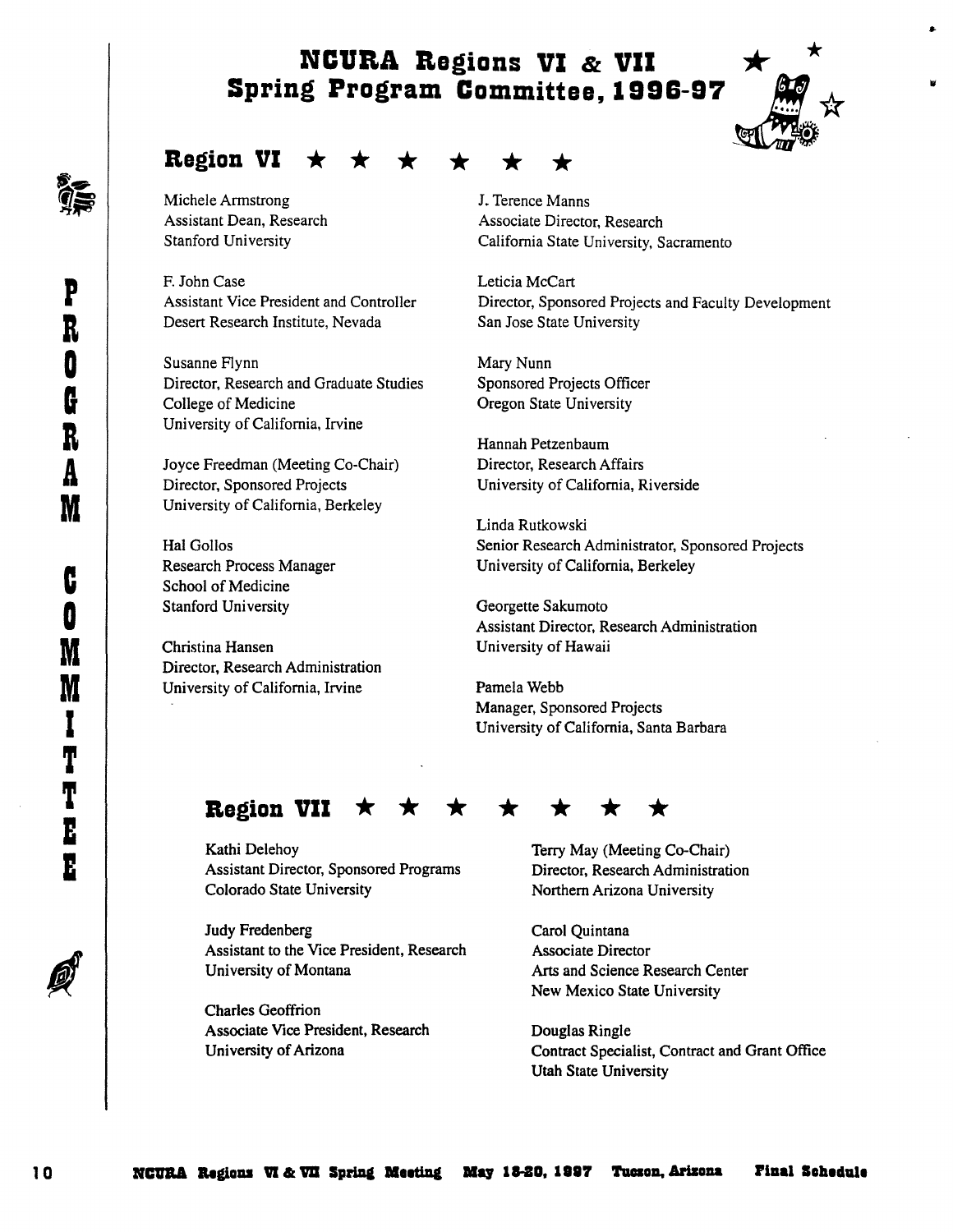# NCURA Regions VI & VII Spring Program Committee, 1996-97

## Region VI ★ ★ ★ ★ ★ ★

Michele Armstrong
Assistant Dean, Research
Stanford University

F. John Case
Assistant Vice President and Controller
Desert Research Institute, Nevada

Susanne Flynn
Director, Research and Graduate Studies
College of Medicine
University of California, Irvine

Joyce Freedman (Meeting Co-Chair)
Director, Sponsored Projects
University of California, Berkeley

Hal Gollos
Research Process Manager
School of Medicine
Stanford University

Christina Hansen
Director, Research Administration
University of California, Irvine

J. Terence Manns
Associate Director, Research
California State University, Sacramento

Leticia McCart
Director, Sponsored Projects and Faculty Development
San Jose State University

Mary Nunn
Sponsored Projects Officer
Oregon State University

Hannah Petzenbaum
Director, Research Affairs
University of California, Riverside

Linda Rutkowski
Senior Research Administrator, Sponsored Projects
University of California, Berkeley

Georgette Sakumoto
Assistant Director, Research Administration
University of Hawaii

Pamela Webb
Manager, Sponsored Projects
University of California, Santa Barbara

## Region VII ★ ★ ★ ★ ★ ★ ★

Kathi Delehoy
Assistant Director, Sponsored Programs
Colorado State University

Judy Fredenberg
Assistant to the Vice President, Research
University of Montana

Charles Geoffrion
Associate Vice President, Research
University of Arizona

Terry May (Meeting Co-Chair)
Director, Research Administration
Northern Arizona University

Carol Quintana
Associate Director
Arts and Science Research Center
New Mexico State University

Douglas Ringle
Contract Specialist, Contract and Grant Office
Utah State University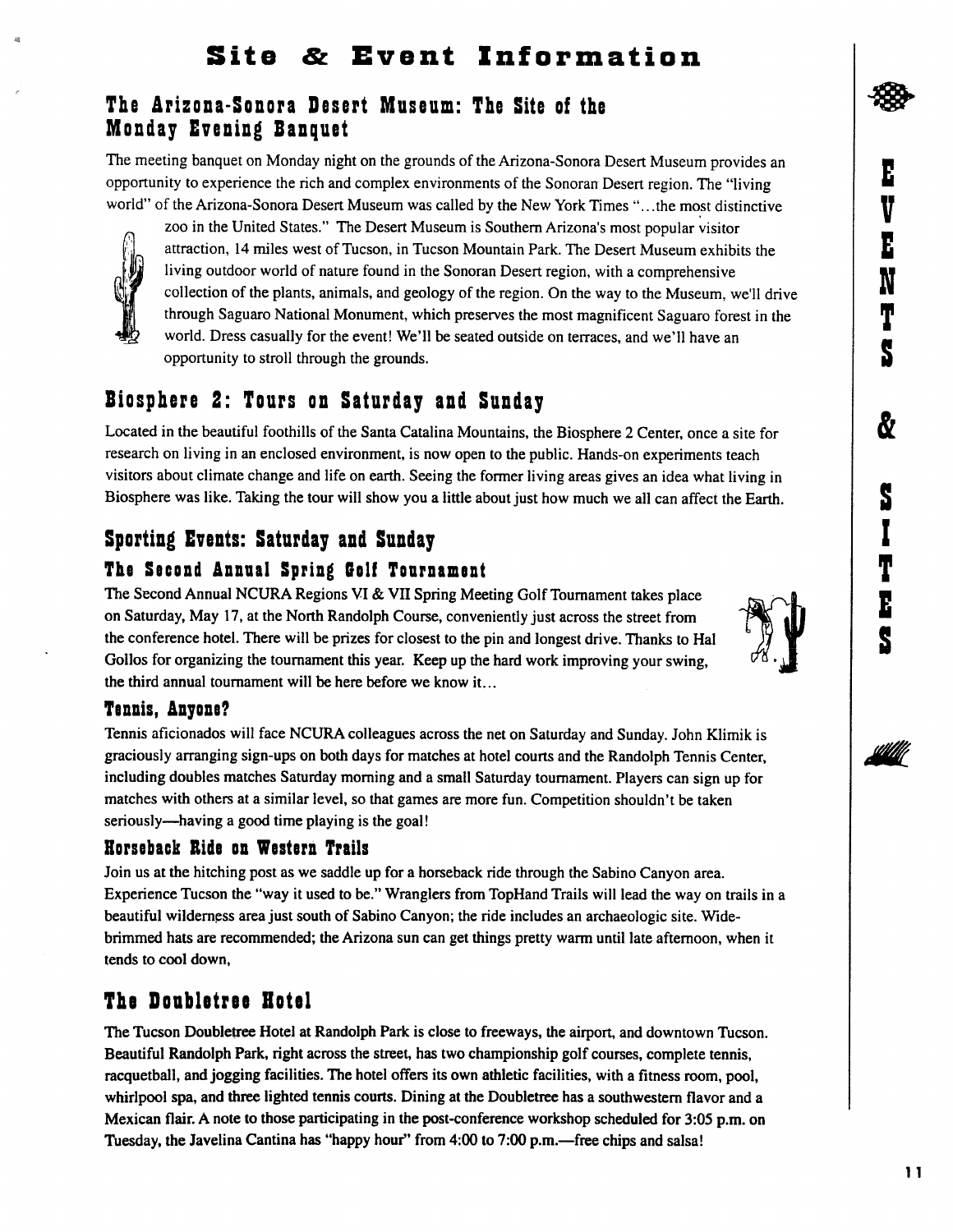# Site & Event Information

## The Arizona-Sonora Desert Museum: The Site of the Monday Evening Banquet

The meeting banquet on Monday night on the grounds of the Arizona-Sonora Desert Museum provides an opportunity to experience the rich and complex environments of the Sonoran Desert region. The "living world" of the Arizona-Sonora Desert Museum was called by the New York Times "...the most distinctive zoo in the United States." The Desert Museum is Southern Arizona's most popular visitor attraction, 14 miles west of Tucson, in Tucson Mountain Park. The Desert Museum exhibits the living outdoor world of nature found in the Sonoran Desert region, with a comprehensive collection of the plants, animals, and geology of the region. On the way to the Museum, we'll drive through Saguaro National Monument, which preserves the most magnificent Saguaro forest in the world. Dress casually for the event! We'll be seated outside on terraces, and we'll have an opportunity to stroll through the grounds.

## Biosphere 2: Tours on Saturday and Sunday

Located in the beautiful foothills of the Santa Catalina Mountains, the Biosphere 2 Center, once a site for research on living in an enclosed environment, is now open to the public. Hands-on experiments teach visitors about climate change and life on earth. Seeing the former living areas gives an idea what living in Biosphere was like. Taking the tour will show you a little about just how much we all can affect the Earth.

## Sporting Events: Saturday and Sunday

### The Second Annual Spring Golf Tournament

The Second Annual NCURA Regions VI & VII Spring Meeting Golf Tournament takes place on Saturday, May 17, at the North Randolph Course, conveniently just across the street from the conference hotel. There will be prizes for closest to the pin and longest drive. Thanks to Hal Gollos for organizing the tournament this year. Keep up the hard work improving your swing, the third annual tournament will be here before we know it...

### Tennis, Anyone?

Tennis aficionados will face NCURA colleagues across the net on Saturday and Sunday. John Klimik is graciously arranging sign-ups on both days for matches at hotel courts and the Randolph Tennis Center, including doubles matches Saturday morning and a small Saturday tournament. Players can sign up for matches with others at a similar level, so that games are more fun. Competition shouldn't be taken seriously—having a good time playing is the goal!

### Horseback Ride on Western Trails

Join us at the hitching post as we saddle up for a horseback ride through the Sabino Canyon area. Experience Tucson the "way it used to be." Wranglers from TopHand Trails will lead the way on trails in a beautiful wilderness area just south of Sabino Canyon; the ride includes an archaeologic site. Wide-brimmed hats are recommended; the Arizona sun can get things pretty warm until late afternoon, when it tends to cool down,

## The Doubletree Hotel

The Tucson Doubletree Hotel at Randolph Park is close to freeways, the airport, and downtown Tucson. Beautiful Randolph Park, right across the street, has two championship golf courses, complete tennis, racquetball, and jogging facilities. The hotel offers its own athletic facilities, with a fitness room, pool, whirlpool spa, and three lighted tennis courts. Dining at the Doubletree has a southwestern flavor and a Mexican flair. A note to those participating in the post-conference workshop scheduled for 3:05 p.m. on Tuesday, the Javelina Cantina has "happy hour" from 4:00 to 7:00 p.m.—free chips and salsa!

EVENTS & SITES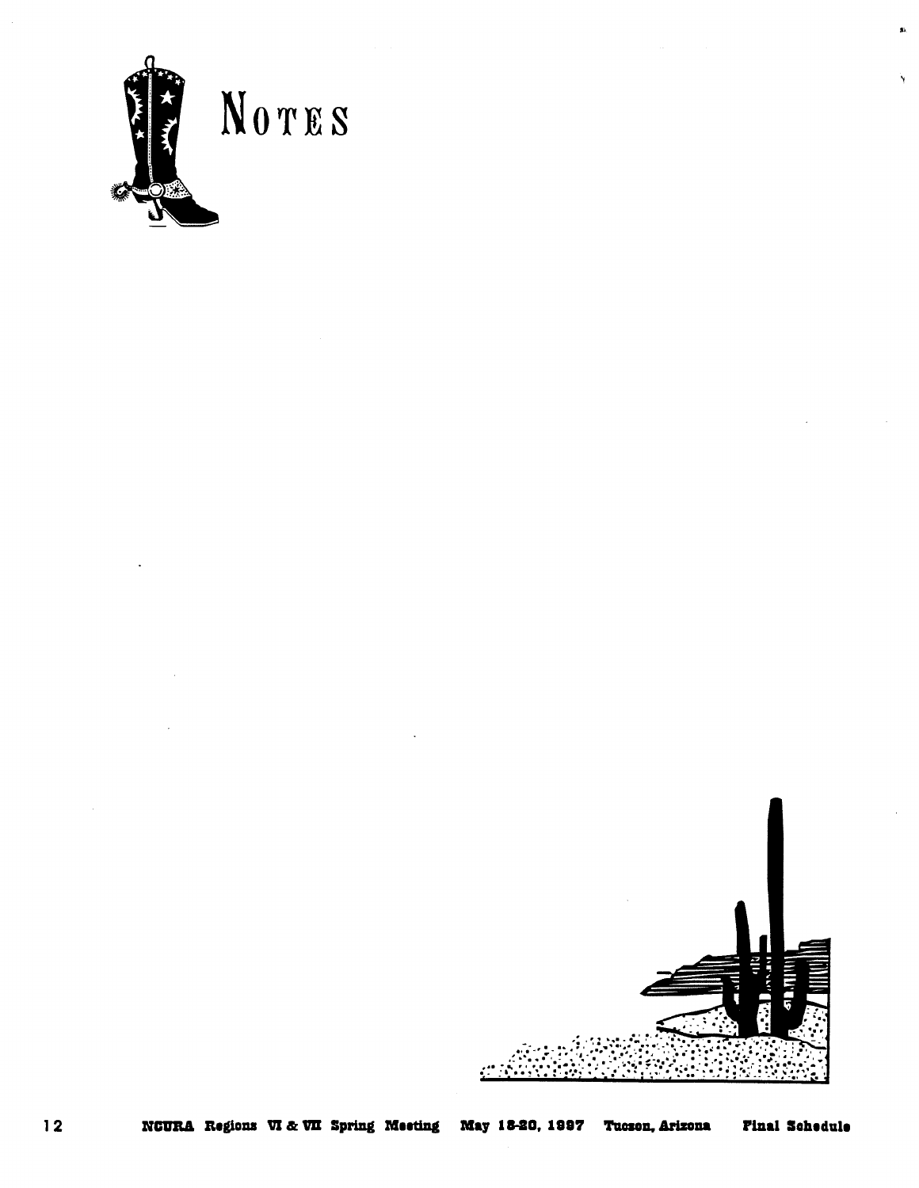# NOTES